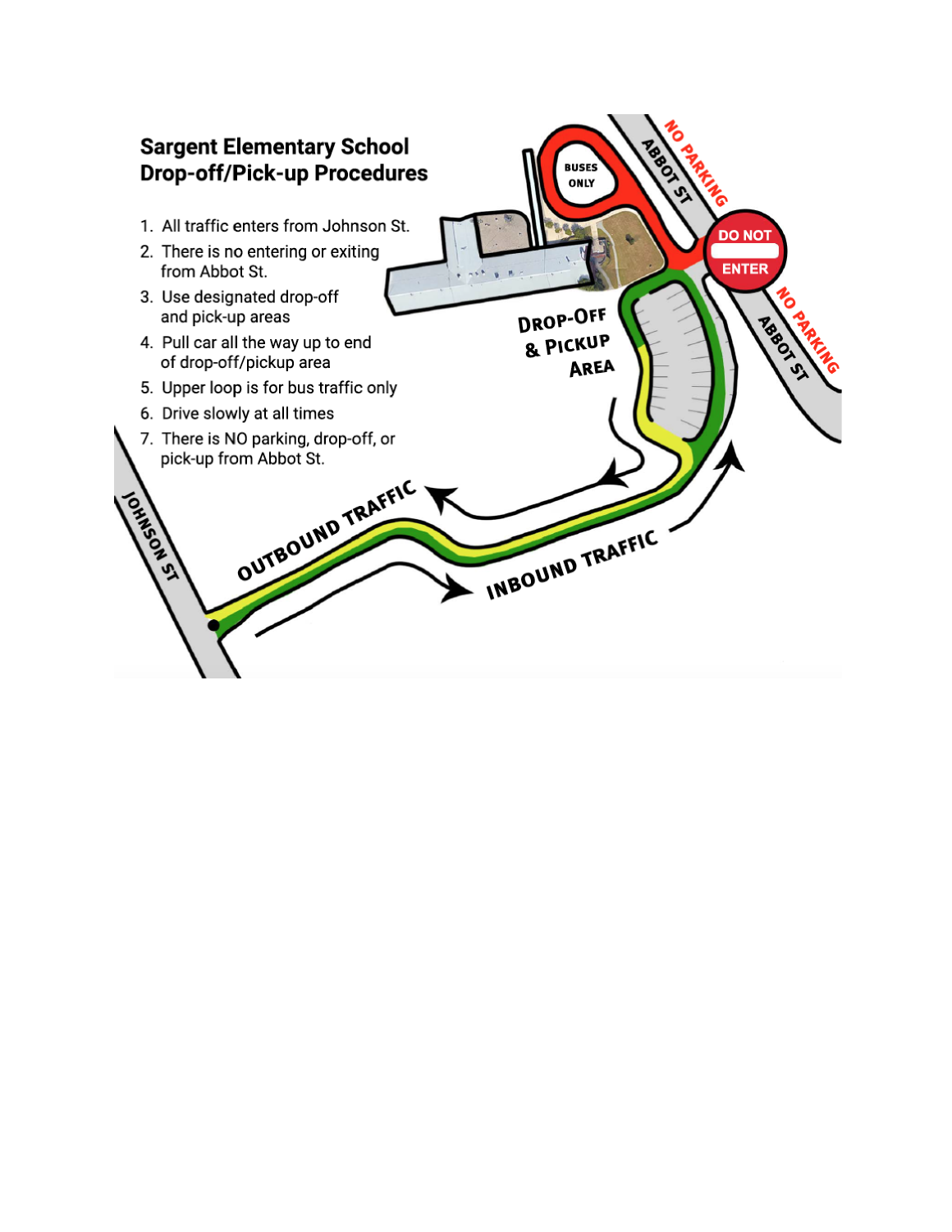# Sargent Elementary School Drop-off/Pick-up Procedures

1. All traffic enters from Johnson St.
2. There is no entering or exiting from Abbot St.
3. Use designated drop-off and pick-up areas
4. Pull car all the way up to end of drop-off/pickup area
5. Upper loop is for bus traffic only
6. Drive slowly at all times
7. There is NO parking, drop-off, or pick-up from Abbot St.

BUSES ONLY

ABBOT ST

NO PARKING

DO NOT ENTER

DROP-OFF & PICKUP AREA

OUTBOUND TRAFFIC

INBOUND TRAFFIC

JOHNSON ST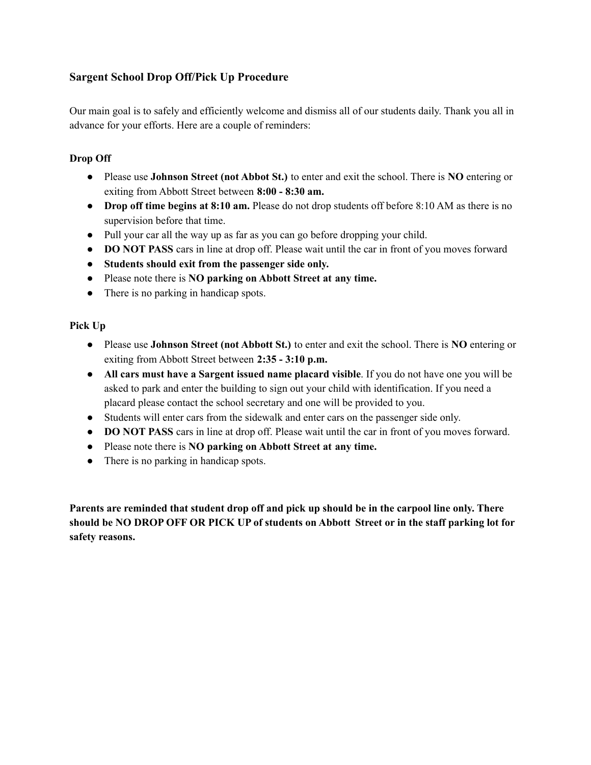### Sargent School Drop Off/Pick Up Procedure

Our main goal is to safely and efficiently welcome and dismiss all of our students daily. Thank you all in advance for your efforts. Here are a couple of reminders:

**Drop Off**

- Please use **Johnson Street (not Abbot St.)** to enter and exit the school. There is **NO** entering or exiting from Abbott Street between **8:00 - 8:30 am.**
- **Drop off time begins at 8:10 am.** Please do not drop students off before 8:10 AM as there is no supervision before that time.
- Pull your car all the way up as far as you can go before dropping your child.
- **DO NOT PASS** cars in line at drop off. Please wait until the car in front of you moves forward
- **Students should exit from the passenger side only.**
- Please note there is **NO parking on Abbott Street at any time.**
- There is no parking in handicap spots.

**Pick Up**

- Please use **Johnson Street (not Abbott St.)** to enter and exit the school. There is **NO** entering or exiting from Abbott Street between **2:35 - 3:10 p.m.**
- **All cars must have a Sargent issued name placard visible**. If you do not have one you will be asked to park and enter the building to sign out your child with identification. If you need a placard please contact the school secretary and one will be provided to you.
- Students will enter cars from the sidewalk and enter cars on the passenger side only.
- **DO NOT PASS** cars in line at drop off. Please wait until the car in front of you moves forward.
- Please note there is **NO parking on Abbott Street at any time.**
- There is no parking in handicap spots.

**Parents are reminded that student drop off and pick up should be in the carpool line only. There should be NO DROP OFF OR PICK UP of students on Abbott Street or in the staff parking lot for safety reasons.**